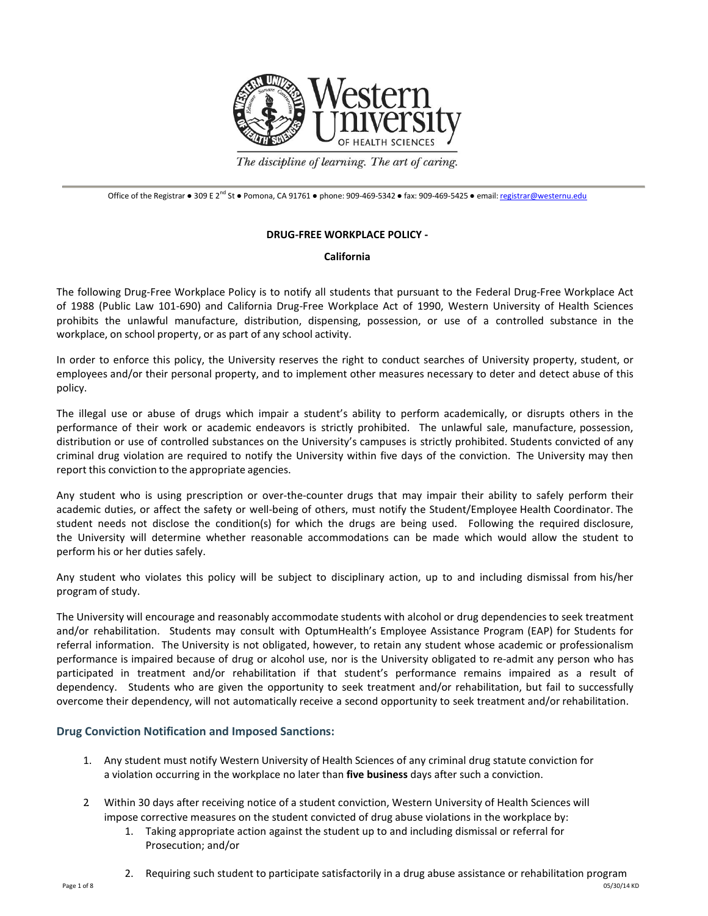Western University of Health Sciences

*The discipline of learning. The art of caring.*

Office of the Registrar ● 309 E 2nd St ● Pomona, CA 91761 ● phone: 909-469-5342 ● fax: 909-469-5425 ● email: registrar@westernu.edu

**DRUG-FREE WORKPLACE POLICY -**

**California**

The following Drug-Free Workplace Policy is to notify all students that pursuant to the Federal Drug-Free Workplace Act of 1988 (Public Law 101-690) and California Drug-Free Workplace Act of 1990, Western University of Health Sciences prohibits the unlawful manufacture, distribution, dispensing, possession, or use of a controlled substance in the workplace, on school property, or as part of any school activity.

In order to enforce this policy, the University reserves the right to conduct searches of University property, student, or employees and/or their personal property, and to implement other measures necessary to deter and detect abuse of this policy.

The illegal use or abuse of drugs which impair a student's ability to perform academically, or disrupts others in the performance of their work or academic endeavors is strictly prohibited. The unlawful sale, manufacture, possession, distribution or use of controlled substances on the University's campuses is strictly prohibited. Students convicted of any criminal drug violation are required to notify the University within five days of the conviction. The University may then report this conviction to the appropriate agencies.

Any student who is using prescription or over-the-counter drugs that may impair their ability to safely perform their academic duties, or affect the safety or well-being of others, must notify the Student/Employee Health Coordinator. The student needs not disclose the condition(s) for which the drugs are being used. Following the required disclosure, the University will determine whether reasonable accommodations can be made which would allow the student to perform his or her duties safely.

Any student who violates this policy will be subject to disciplinary action, up to and including dismissal from his/her program of study.

The University will encourage and reasonably accommodate students with alcohol or drug dependencies to seek treatment and/or rehabilitation. Students may consult with OptumHealth's Employee Assistance Program (EAP) for Students for referral information. The University is not obligated, however, to retain any student whose academic or professionalism performance is impaired because of drug or alcohol use, nor is the University obligated to re-admit any person who has participated in treatment and/or rehabilitation if that student's performance remains impaired as a result of dependency. Students who are given the opportunity to seek treatment and/or rehabilitation, but fail to successfully overcome their dependency, will not automatically receive a second opportunity to seek treatment and/or rehabilitation.

## Drug Conviction Notification and Imposed Sanctions:

1. Any student must notify Western University of Health Sciences of any criminal drug statute conviction for a violation occurring in the workplace no later than **five business** days after such a conviction.

2. Within 30 days after receiving notice of a student conviction, Western University of Health Sciences will impose corrective measures on the student convicted of drug abuse violations in the workplace by:
    1. Taking appropriate action against the student up to and including dismissal or referral for Prosecution; and/or

    2. Requiring such student to participate satisfactorily in a drug abuse assistance or rehabilitation program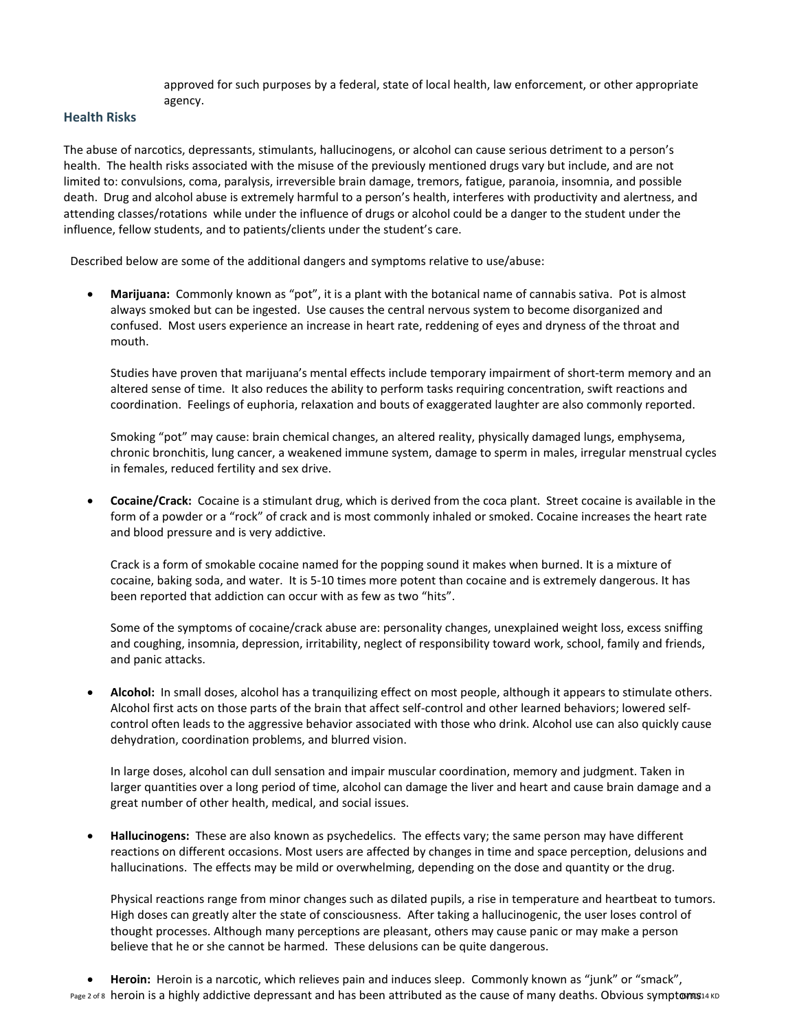approved for such purposes by a federal, state of local health, law enforcement, or other appropriate agency.

## Health Risks

The abuse of narcotics, depressants, stimulants, hallucinogens, or alcohol can cause serious detriment to a person's health. The health risks associated with the misuse of the previously mentioned drugs vary but include, and are not limited to: convulsions, coma, paralysis, irreversible brain damage, tremors, fatigue, paranoia, insomnia, and possible death. Drug and alcohol abuse is extremely harmful to a person's health, interferes with productivity and alertness, and attending classes/rotations while under the influence of drugs or alcohol could be a danger to the student under the influence, fellow students, and to patients/clients under the student's care.

Described below are some of the additional dangers and symptoms relative to use/abuse:

- **Marijuana:** Commonly known as "pot", it is a plant with the botanical name of cannabis sativa. Pot is almost always smoked but can be ingested. Use causes the central nervous system to become disorganized and confused. Most users experience an increase in heart rate, reddening of eyes and dryness of the throat and mouth.

  Studies have proven that marijuana's mental effects include temporary impairment of short-term memory and an altered sense of time. It also reduces the ability to perform tasks requiring concentration, swift reactions and coordination. Feelings of euphoria, relaxation and bouts of exaggerated laughter are also commonly reported.

  Smoking "pot" may cause: brain chemical changes, an altered reality, physically damaged lungs, emphysema, chronic bronchitis, lung cancer, a weakened immune system, damage to sperm in males, irregular menstrual cycles in females, reduced fertility and sex drive.

- **Cocaine/Crack:** Cocaine is a stimulant drug, which is derived from the coca plant. Street cocaine is available in the form of a powder or a "rock" of crack and is most commonly inhaled or smoked. Cocaine increases the heart rate and blood pressure and is very addictive.

  Crack is a form of smokable cocaine named for the popping sound it makes when burned. It is a mixture of cocaine, baking soda, and water. It is 5-10 times more potent than cocaine and is extremely dangerous. It has been reported that addiction can occur with as few as two "hits".

  Some of the symptoms of cocaine/crack abuse are: personality changes, unexplained weight loss, excess sniffing and coughing, insomnia, depression, irritability, neglect of responsibility toward work, school, family and friends, and panic attacks.

- **Alcohol:** In small doses, alcohol has a tranquilizing effect on most people, although it appears to stimulate others. Alcohol first acts on those parts of the brain that affect self-control and other learned behaviors; lowered self-control often leads to the aggressive behavior associated with those who drink. Alcohol use can also quickly cause dehydration, coordination problems, and blurred vision.

  In large doses, alcohol can dull sensation and impair muscular coordination, memory and judgment. Taken in larger quantities over a long period of time, alcohol can damage the liver and heart and cause brain damage and a great number of other health, medical, and social issues.

- **Hallucinogens:** These are also known as psychedelics. The effects vary; the same person may have different reactions on different occasions. Most users are affected by changes in time and space perception, delusions and hallucinations. The effects may be mild or overwhelming, depending on the dose and quantity or the drug.

  Physical reactions range from minor changes such as dilated pupils, a rise in temperature and heartbeat to tumors. High doses can greatly alter the state of consciousness. After taking a hallucinogenic, the user loses control of thought processes. Although many perceptions are pleasant, others may cause panic or may make a person believe that he or she cannot be harmed. These delusions can be quite dangerous.

- **Heroin:** Heroin is a narcotic, which relieves pain and induces sleep. Commonly known as "junk" or "smack", heroin is a highly addictive depressant and has been attributed as the cause of many deaths. Obvious symptoms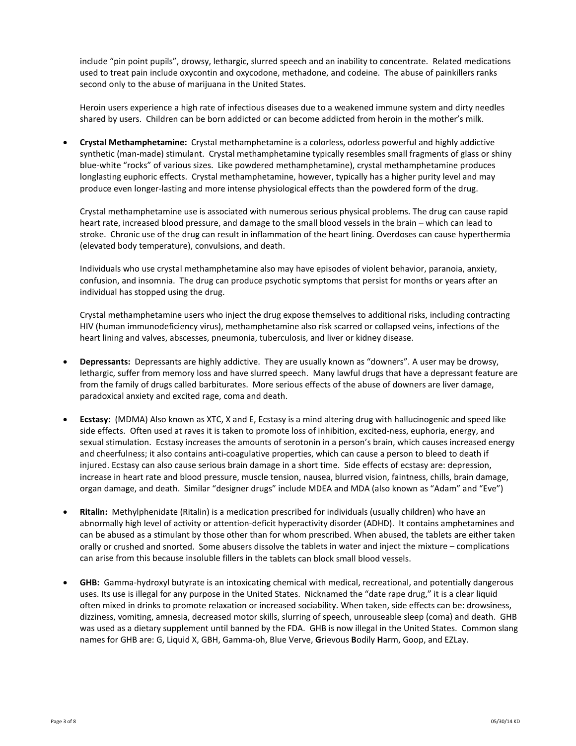include "pin point pupils", drowsy, lethargic, slurred speech and an inability to concentrate. Related medications used to treat pain include oxycontin and oxycodone, methadone, and codeine. The abuse of painkillers ranks second only to the abuse of marijuana in the United States.

Heroin users experience a high rate of infectious diseases due to a weakened immune system and dirty needles shared by users. Children can be born addicted or can become addicted from heroin in the mother's milk.

- **Crystal Methamphetamine:** Crystal methamphetamine is a colorless, odorless powerful and highly addictive synthetic (man-made) stimulant. Crystal methamphetamine typically resembles small fragments of glass or shiny blue-white "rocks" of various sizes. Like powdered methamphetamine), crystal methamphetamine produces longlasting euphoric effects. Crystal methamphetamine, however, typically has a higher purity level and may produce even longer-lasting and more intense physiological effects than the powdered form of the drug.

  Crystal methamphetamine use is associated with numerous serious physical problems. The drug can cause rapid heart rate, increased blood pressure, and damage to the small blood vessels in the brain – which can lead to stroke. Chronic use of the drug can result in inflammation of the heart lining. Overdoses can cause hyperthermia (elevated body temperature), convulsions, and death.

  Individuals who use crystal methamphetamine also may have episodes of violent behavior, paranoia, anxiety, confusion, and insomnia. The drug can produce psychotic symptoms that persist for months or years after an individual has stopped using the drug.

  Crystal methamphetamine users who inject the drug expose themselves to additional risks, including contracting HIV (human immunodeficiency virus), methamphetamine also risk scarred or collapsed veins, infections of the heart lining and valves, abscesses, pneumonia, tuberculosis, and liver or kidney disease.

- **Depressants:** Depressants are highly addictive. They are usually known as "downers". A user may be drowsy, lethargic, suffer from memory loss and have slurred speech. Many lawful drugs that have a depressant feature are from the family of drugs called barbiturates. More serious effects of the abuse of downers are liver damage, paradoxical anxiety and excited rage, coma and death.

- **Ecstasy:** (MDMA) Also known as XTC, X and E, Ecstasy is a mind altering drug with hallucinogenic and speed like side effects. Often used at raves it is taken to promote loss of inhibition, excited-ness, euphoria, energy, and sexual stimulation. Ecstasy increases the amounts of serotonin in a person's brain, which causes increased energy and cheerfulness; it also contains anti-coagulative properties, which can cause a person to bleed to death if injured. Ecstasy can also cause serious brain damage in a short time. Side effects of ecstasy are: depression, increase in heart rate and blood pressure, muscle tension, nausea, blurred vision, faintness, chills, brain damage, organ damage, and death. Similar "designer drugs" include MDEA and MDA (also known as "Adam" and "Eve")

- **Ritalin:** Methylphenidate (Ritalin) is a medication prescribed for individuals (usually children) who have an abnormally high level of activity or attention-deficit hyperactivity disorder (ADHD). It contains amphetamines and can be abused as a stimulant by those other than for whom prescribed. When abused, the tablets are either taken orally or crushed and snorted. Some abusers dissolve the tablets in water and inject the mixture – complications can arise from this because insoluble fillers in the tablets can block small blood vessels.

- **GHB:** Gamma-hydroxyl butyrate is an intoxicating chemical with medical, recreational, and potentially dangerous uses. Its use is illegal for any purpose in the United States. Nicknamed the "date rape drug," it is a clear liquid often mixed in drinks to promote relaxation or increased sociability. When taken, side effects can be: drowsiness, dizziness, vomiting, amnesia, decreased motor skills, slurring of speech, unrouseable sleep (coma) and death. GHB was used as a dietary supplement until banned by the FDA. GHB is now illegal in the United States. Common slang names for GHB are: G, Liquid X, GBH, Gamma-oh, Blue Verve, **G**rievous **B**odily **H**arm, Goop, and EZLay.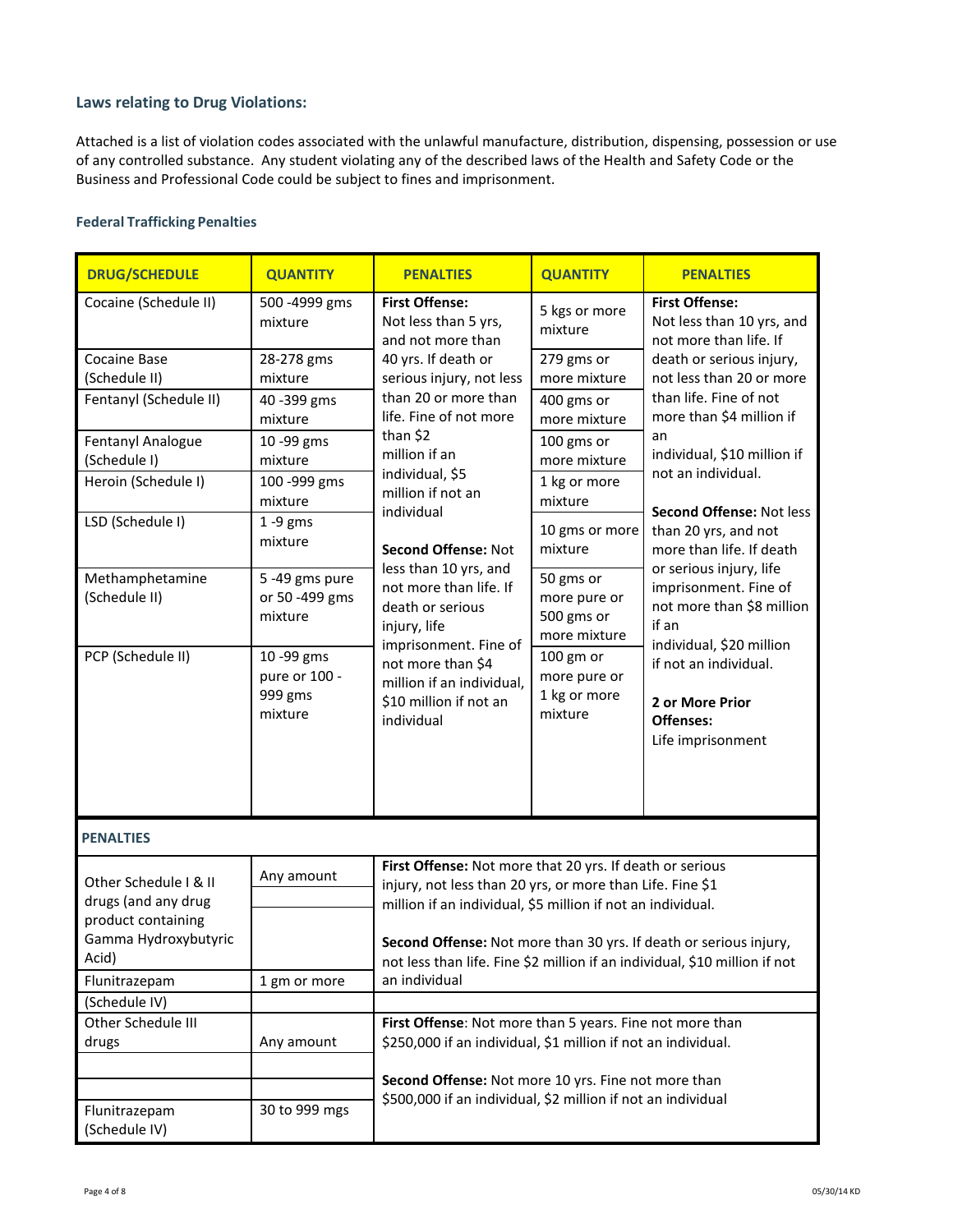### Laws relating to Drug Violations:

Attached is a list of violation codes associated with the unlawful manufacture, distribution, dispensing, possession or use of any controlled substance. Any student violating any of the described laws of the Health and Safety Code or the Business and Professional Code could be subject to fines and imprisonment.

#### Federal Trafficking Penalties

| DRUG/SCHEDULE | QUANTITY | PENALTIES | QUANTITY | PENALTIES |
|---|---|---|---|---|
| Cocaine (Schedule II) | 500 -4999 gms mixture | **First Offense:** Not less than 5 yrs, and not more than 40 yrs. If death or serious injury, not less than 20 or more than life. Fine of not more than $2 million if an individual, $5 million if not an individual<br><br>**Second Offense:** Not less than 10 yrs, and not more than life. If death or serious injury, life imprisonment. Fine of not more than $4 million if an individual, $10 million if not an individual | 5 kgs or more mixture | **First Offense:** Not less than 10 yrs, and not more than life. If death or serious injury, not less than 20 or more than life. Fine of not more than $4 million if an individual, $10 million if not an individual.<br><br>**Second Offense:** Not less than 20 yrs, and not more than life. If death or serious injury, life imprisonment. Fine of not more than $8 million if an individual, $20 million if not an individual.<br><br>**2 or More Prior Offenses:** Life imprisonment |
| Cocaine Base (Schedule II) | 28-278 gms mixture | | 279 gms or more mixture | |
| Fentanyl (Schedule II) | 40 -399 gms mixture | | 400 gms or more mixture | |
| Fentanyl Analogue (Schedule I) | 10 -99 gms mixture | | 100 gms or more mixture | |
| Heroin (Schedule I) | 100 -999 gms mixture | | 1 kg or more mixture | |
| LSD (Schedule I) | 1 -9 gms mixture | | 10 gms or more mixture | |
| Methamphetamine (Schedule II) | 5 -49 gms pure or 50 -499 gms mixture | | 50 gms or more pure or 500 gms or more mixture | |
| PCP (Schedule II) | 10 -99 gms pure or 100 - 999 gms mixture | | 100 gm or more pure or 1 kg or more mixture | |

| PENALTIES | | |
|---|---|---|
| Other Schedule I & II drugs (and any drug product containing Gamma Hydroxybutyric Acid) | Any amount | **First Offense:** Not more that 20 yrs. If death or serious injury, not less than 20 yrs, or more than Life. Fine $1 million if an individual, $5 million if not an individual.<br><br>**Second Offense:** Not more than 30 yrs. If death or serious injury, not less than life. Fine $2 million if an individual, $10 million if not an individual |
| Flunitrazepam (Schedule IV) | 1 gm or more | |
| Other Schedule III drugs | Any amount | **First Offense**: Not more than 5 years. Fine not more than $250,000 if an individual, $1 million if not an individual.<br><br>**Second Offense:** Not more 10 yrs. Fine not more than $500,000 if an individual, $2 million if not an individual |
| Flunitrazepam (Schedule IV) | 30 to 999 mgs | |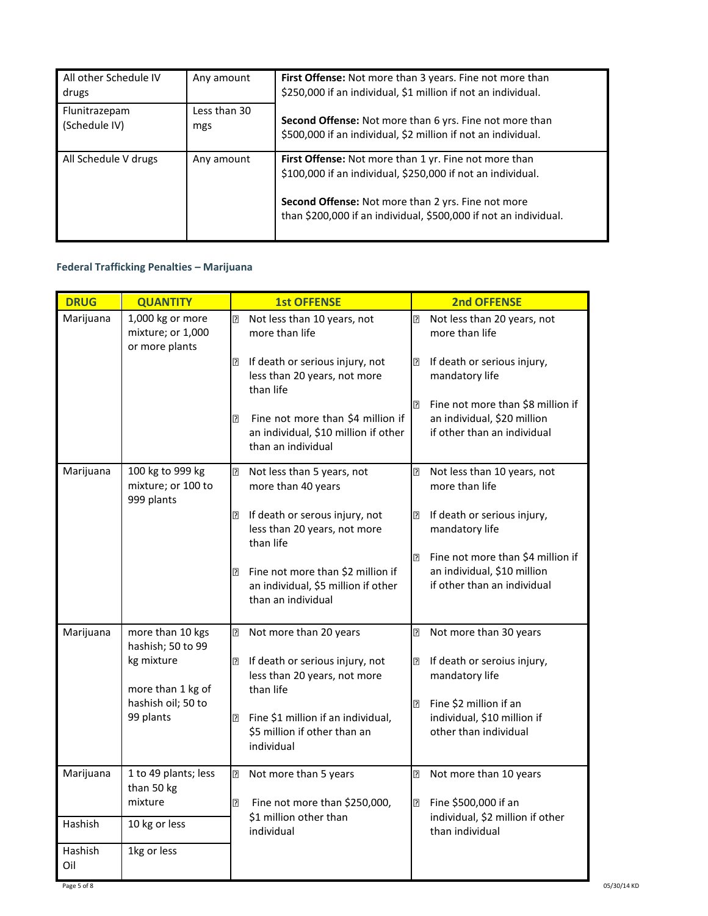| All other Schedule IV drugs | Any amount | **First Offense:** Not more than 3 years. Fine not more than $250,000 if an individual, $1 million if not an individual.<br><br>**Second Offense:** Not more than 6 yrs. Fine not more than $500,000 if an individual, $2 million if not an individual. |
|---|---|---|
| Flunitrazepam (Schedule IV) | Less than 30 mgs | |
| All Schedule V drugs | Any amount | **First Offense:** Not more than 1 yr. Fine not more than $100,000 if an individual, $250,000 if not an individual.<br><br>**Second Offense:** Not more than 2 yrs. Fine not more than $200,000 if an individual, $500,000 if not an individual. |

### Federal Trafficking Penalties – Marijuana

| DRUG | QUANTITY | 1st OFFENSE | 2nd OFFENSE |
|---|---|---|---|
| Marijuana | 1,000 kg or more mixture; or 1,000 or more plants | • Not less than 10 years, not more than life<br>• If death or serious injury, not less than 20 years, not more than life<br>• Fine not more than $4 million if an individual, $10 million if other than an individual | • Not less than 20 years, not more than life<br>• If death or serious injury, mandatory life<br>• Fine not more than $8 million if an individual, $20 million if other than an individual |
| Marijuana | 100 kg to 999 kg mixture; or 100 to 999 plants | • Not less than 5 years, not more than 40 years<br>• If death or serous injury, not less than 20 years, not more than life<br>• Fine not more than $2 million if an individual, $5 million if other than an individual | • Not less than 10 years, not more than life<br>• If death or serious injury, mandatory life<br>• Fine not more than $4 million if an individual, $10 million if other than an individual |
| Marijuana | more than 10 kgs hashish; 50 to 99 kg mixture<br><br>more than 1 kg of hashish oil; 50 to 99 plants | • Not more than 20 years<br>• If death or serious injury, not less than 20 years, not more than life<br>• Fine $1 million if an individual, $5 million if other than an individual | • Not more than 30 years<br>• If death or seroius injury, mandatory life<br>• Fine $2 million if an individual, $10 million if other than individual |
| Marijuana | 1 to 49 plants; less than 50 kg mixture | • Not more than 5 years<br>• Fine not more than $250,000, $1 million other than individual | • Not more than 10 years<br>• Fine $500,000 if an individual, $2 million if other than individual |
| Hashish | 10 kg or less | | |
| Hashish Oil | 1kg or less | | |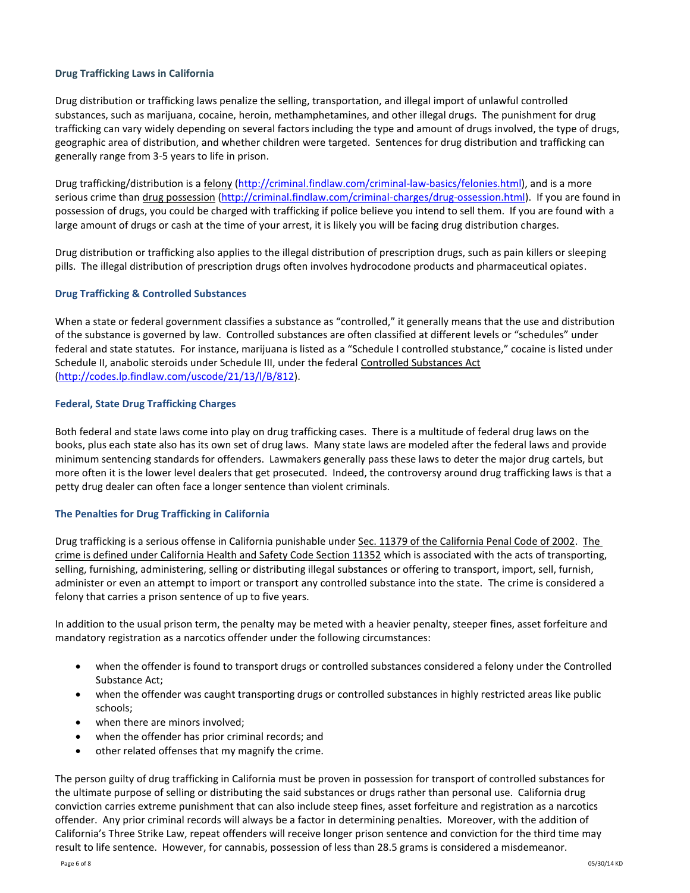### Drug Trafficking Laws in California

Drug distribution or trafficking laws penalize the selling, transportation, and illegal import of unlawful controlled substances, such as marijuana, cocaine, heroin, methamphetamines, and other illegal drugs. The punishment for drug trafficking can vary widely depending on several factors including the type and amount of drugs involved, the type of drugs, geographic area of distribution, and whether children were targeted. Sentences for drug distribution and trafficking can generally range from 3-5 years to life in prison.

Drug trafficking/distribution is a felony (http://criminal.findlaw.com/criminal-law-basics/felonies.html), and is a more serious crime than drug possession (http://criminal.findlaw.com/criminal-charges/drug-ossession.html). If you are found in possession of drugs, you could be charged with trafficking if police believe you intend to sell them. If you are found with a large amount of drugs or cash at the time of your arrest, it is likely you will be facing drug distribution charges.

Drug distribution or trafficking also applies to the illegal distribution of prescription drugs, such as pain killers or sleeping pills. The illegal distribution of prescription drugs often involves hydrocodone products and pharmaceutical opiates.

### Drug Trafficking & Controlled Substances

When a state or federal government classifies a substance as "controlled," it generally means that the use and distribution of the substance is governed by law. Controlled substances are often classified at different levels or "schedules" under federal and state statutes. For instance, marijuana is listed as a "Schedule I controlled stubstance," cocaine is listed under Schedule II, anabolic steroids under Schedule III, under the federal Controlled Substances Act (http://codes.lp.findlaw.com/uscode/21/13/I/B/812).

### Federal, State Drug Trafficking Charges

Both federal and state laws come into play on drug trafficking cases. There is a multitude of federal drug laws on the books, plus each state also has its own set of drug laws. Many state laws are modeled after the federal laws and provide minimum sentencing standards for offenders. Lawmakers generally pass these laws to deter the major drug cartels, but more often it is the lower level dealers that get prosecuted. Indeed, the controversy around drug trafficking laws is that a petty drug dealer can often face a longer sentence than violent criminals.

### The Penalties for Drug Trafficking in California

Drug trafficking is a serious offense in California punishable under Sec. 11379 of the California Penal Code of 2002. The crime is defined under California Health and Safety Code Section 11352 which is associated with the acts of transporting, selling, furnishing, administering, selling or distributing illegal substances or offering to transport, import, sell, furnish, administer or even an attempt to import or transport any controlled substance into the state. The crime is considered a felony that carries a prison sentence of up to five years.

In addition to the usual prison term, the penalty may be meted with a heavier penalty, steeper fines, asset forfeiture and mandatory registration as a narcotics offender under the following circumstances:

- when the offender is found to transport drugs or controlled substances considered a felony under the Controlled Substance Act;
- when the offender was caught transporting drugs or controlled substances in highly restricted areas like public schools;
- when there are minors involved;
- when the offender has prior criminal records; and
- other related offenses that my magnify the crime.

The person guilty of drug trafficking in California must be proven in possession for transport of controlled substances for the ultimate purpose of selling or distributing the said substances or drugs rather than personal use. California drug conviction carries extreme punishment that can also include steep fines, asset forfeiture and registration as a narcotics offender. Any prior criminal records will always be a factor in determining penalties. Moreover, with the addition of California's Three Strike Law, repeat offenders will receive longer prison sentence and conviction for the third time may result to life sentence. However, for cannabis, possession of less than 28.5 grams is considered a misdemeanor.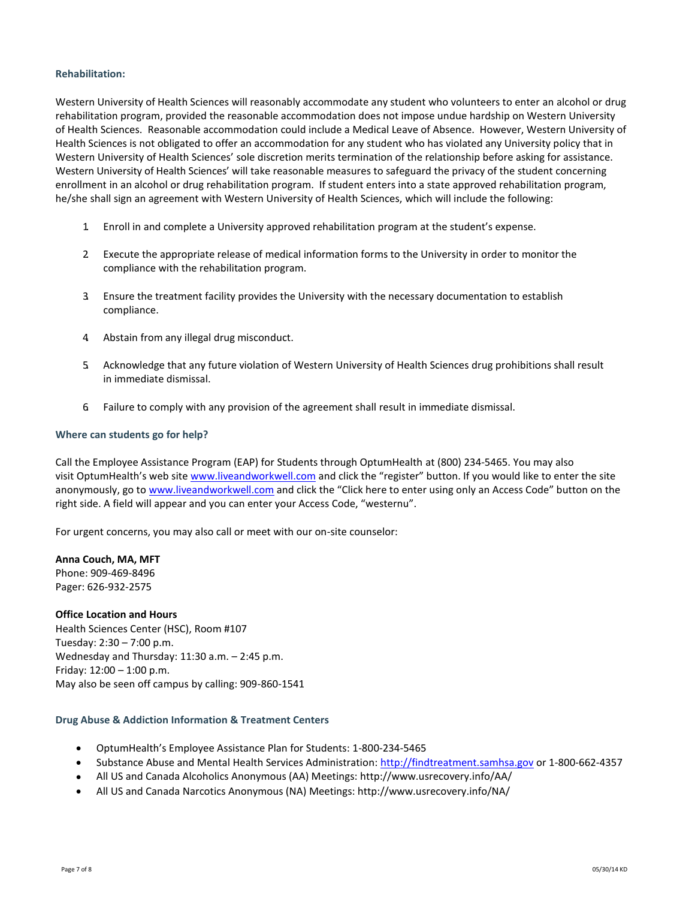### Rehabilitation:

Western University of Health Sciences will reasonably accommodate any student who volunteers to enter an alcohol or drug rehabilitation program, provided the reasonable accommodation does not impose undue hardship on Western University of Health Sciences. Reasonable accommodation could include a Medical Leave of Absence. However, Western University of Health Sciences is not obligated to offer an accommodation for any student who has violated any University policy that in Western University of Health Sciences' sole discretion merits termination of the relationship before asking for assistance. Western University of Health Sciences' will take reasonable measures to safeguard the privacy of the student concerning enrollment in an alcohol or drug rehabilitation program. If student enters into a state approved rehabilitation program, he/she shall sign an agreement with Western University of Health Sciences, which will include the following:

1. Enroll in and complete a University approved rehabilitation program at the student's expense.
2. Execute the appropriate release of medical information forms to the University in order to monitor the compliance with the rehabilitation program.
3. Ensure the treatment facility provides the University with the necessary documentation to establish compliance.
4. Abstain from any illegal drug misconduct.
5. Acknowledge that any future violation of Western University of Health Sciences drug prohibitions shall result in immediate dismissal.
6. Failure to comply with any provision of the agreement shall result in immediate dismissal.

### Where can students go for help?

Call the Employee Assistance Program (EAP) for Students through OptumHealth at (800) 234-5465. You may also visit OptumHealth's web site www.liveandworkwell.com and click the "register" button. If you would like to enter the site anonymously, go to www.liveandworkwell.com and click the "Click here to enter using only an Access Code" button on the right side. A field will appear and you can enter your Access Code, "westernu".

For urgent concerns, you may also call or meet with our on-site counselor:

**Anna Couch, MA, MFT**
Phone: 909-469-8496
Pager: 626-932-2575

**Office Location and Hours**
Health Sciences Center (HSC), Room #107
Tuesday: 2:30 – 7:00 p.m.
Wednesday and Thursday: 11:30 a.m. – 2:45 p.m.
Friday: 12:00 – 1:00 p.m.
May also be seen off campus by calling: 909-860-1541

### Drug Abuse & Addiction Information & Treatment Centers

- OptumHealth's Employee Assistance Plan for Students: 1-800-234-5465
- Substance Abuse and Mental Health Services Administration: http://findtreatment.samhsa.gov or 1-800-662-4357
- All US and Canada Alcoholics Anonymous (AA) Meetings: http://www.usrecovery.info/AA/
- All US and Canada Narcotics Anonymous (NA) Meetings: http://www.usrecovery.info/NA/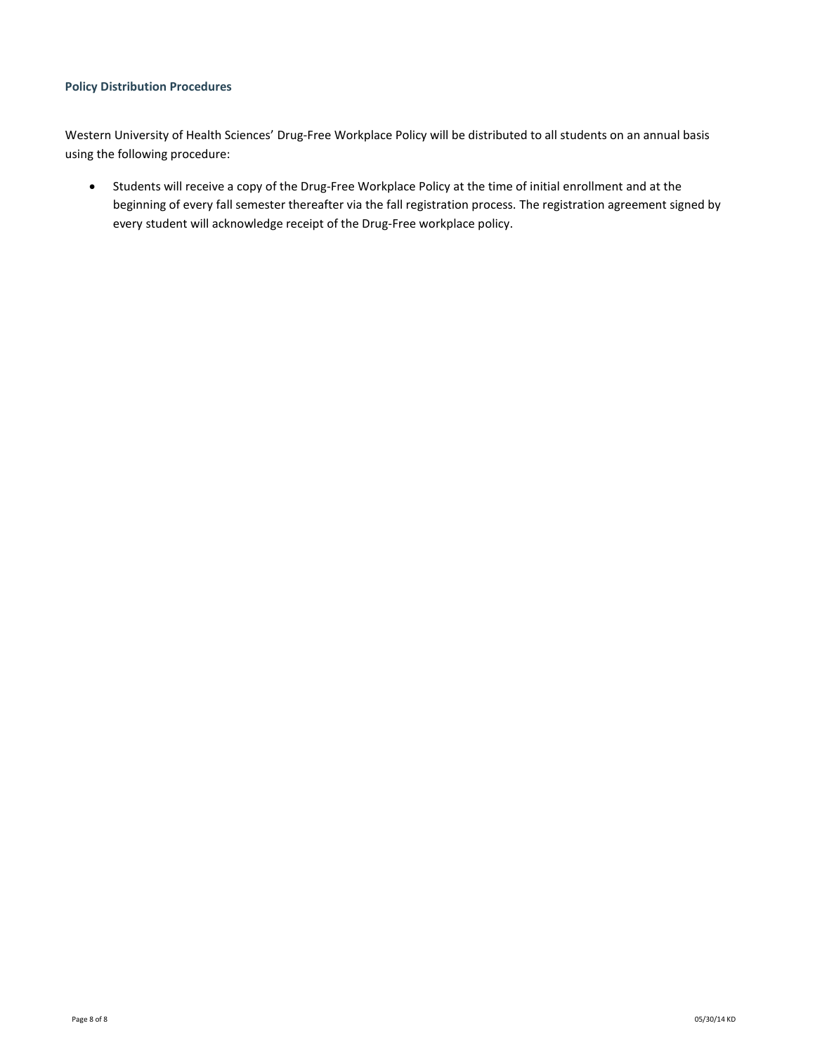### Policy Distribution Procedures

Western University of Health Sciences' Drug-Free Workplace Policy will be distributed to all students on an annual basis using the following procedure:

- Students will receive a copy of the Drug-Free Workplace Policy at the time of initial enrollment and at the beginning of every fall semester thereafter via the fall registration process. The registration agreement signed by every student will acknowledge receipt of the Drug-Free workplace policy.